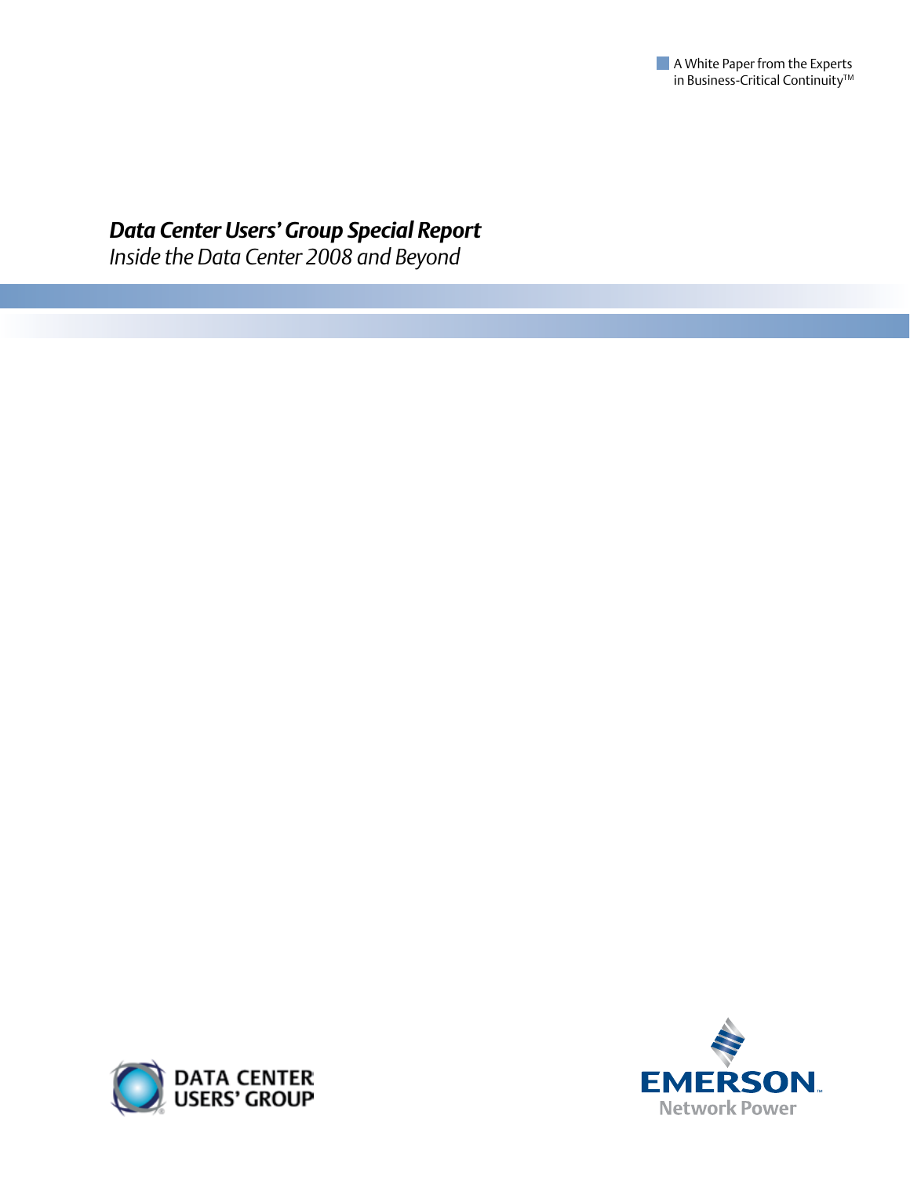A White Paper from the Experts in Business-Critical Continuity™

# *Data Center Users' Group Special Report*

*Inside the Data Center 2008 and Beyond*

DATA CENTER USERS' GROUP

EMERSON Network Power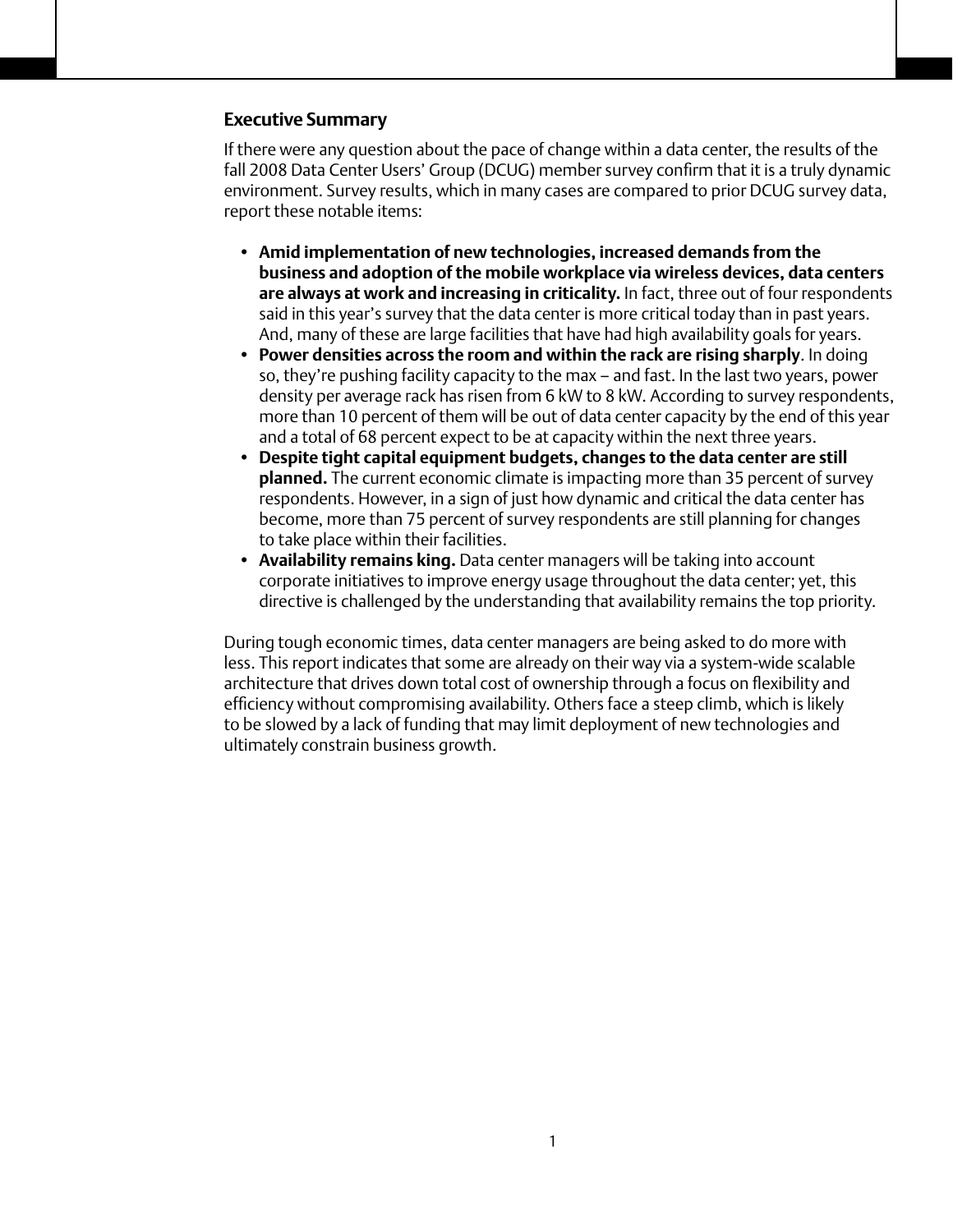## Executive Summary

If there were any question about the pace of change within a data center, the results of the fall 2008 Data Center Users' Group (DCUG) member survey confirm that it is a truly dynamic environment. Survey results, which in many cases are compared to prior DCUG survey data, report these notable items:

- **Amid implementation of new technologies, increased demands from the business and adoption of the mobile workplace via wireless devices, data centers are always at work and increasing in criticality.** In fact, three out of four respondents said in this year's survey that the data center is more critical today than in past years. And, many of these are large facilities that have had high availability goals for years.
- **Power densities across the room and within the rack are rising sharply**. In doing so, they're pushing facility capacity to the max – and fast. In the last two years, power density per average rack has risen from 6 kW to 8 kW. According to survey respondents, more than 10 percent of them will be out of data center capacity by the end of this year and a total of 68 percent expect to be at capacity within the next three years.
- **Despite tight capital equipment budgets, changes to the data center are still planned.** The current economic climate is impacting more than 35 percent of survey respondents. However, in a sign of just how dynamic and critical the data center has become, more than 75 percent of survey respondents are still planning for changes to take place within their facilities.
- **Availability remains king.** Data center managers will be taking into account corporate initiatives to improve energy usage throughout the data center; yet, this directive is challenged by the understanding that availability remains the top priority.

During tough economic times, data center managers are being asked to do more with less. This report indicates that some are already on their way via a system-wide scalable architecture that drives down total cost of ownership through a focus on flexibility and efficiency without compromising availability. Others face a steep climb, which is likely to be slowed by a lack of funding that may limit deployment of new technologies and ultimately constrain business growth.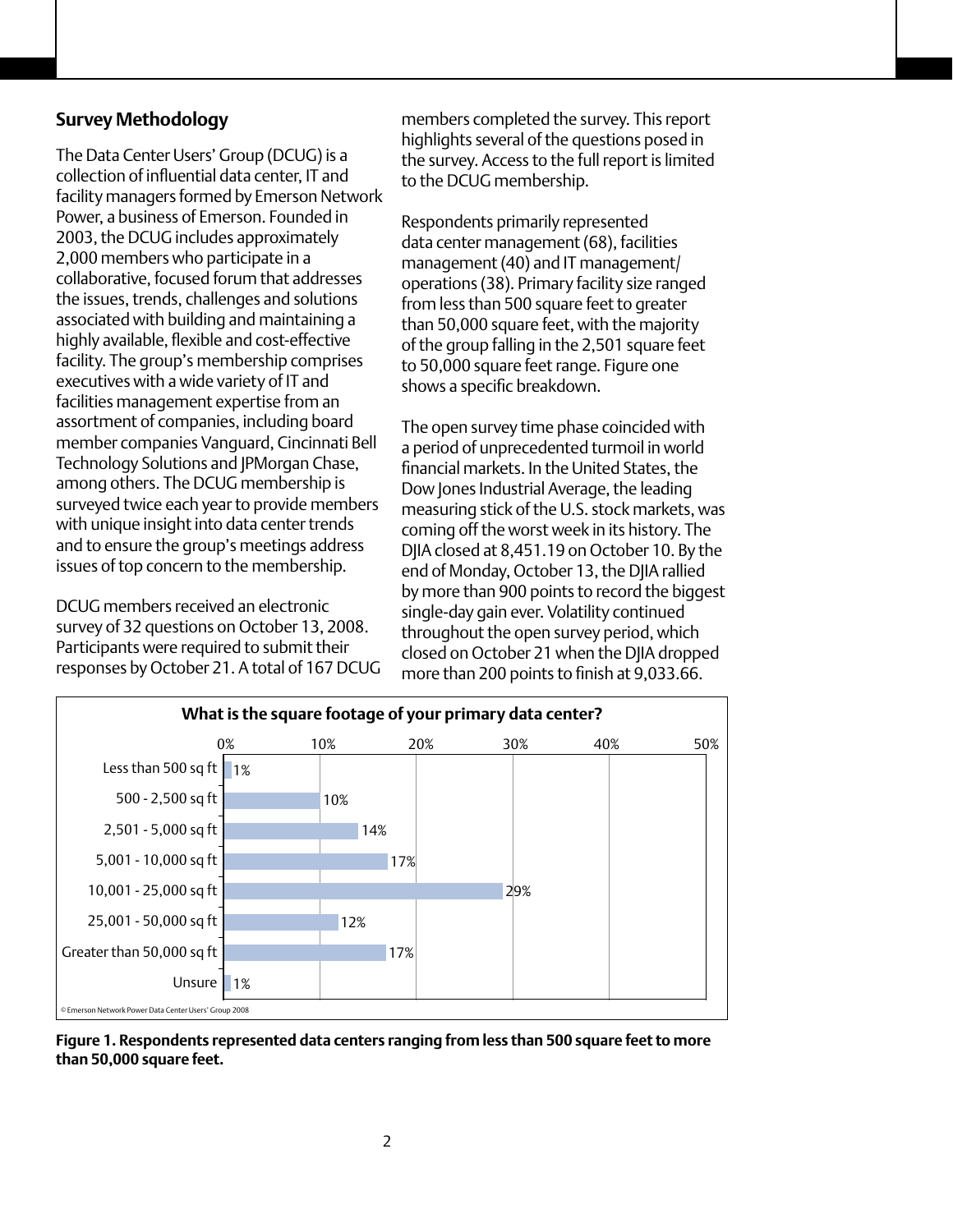## Survey Methodology

The Data Center Users' Group (DCUG) is a collection of influential data center, IT and facility managers formed by Emerson Network Power, a business of Emerson. Founded in 2003, the DCUG includes approximately 2,000 members who participate in a collaborative, focused forum that addresses the issues, trends, challenges and solutions associated with building and maintaining a highly available, flexible and cost-effective facility. The group's membership comprises executives with a wide variety of IT and facilities management expertise from an assortment of companies, including board member companies Vanguard, Cincinnati Bell Technology Solutions and JPMorgan Chase, among others. The DCUG membership is surveyed twice each year to provide members with unique insight into data center trends and to ensure the group's meetings address issues of top concern to the membership.

DCUG members received an electronic survey of 32 questions on October 13, 2008. Participants were required to submit their responses by October 21. A total of 167 DCUG members completed the survey. This report highlights several of the questions posed in the survey. Access to the full report is limited to the DCUG membership.

Respondents primarily represented data center management (68), facilities management (40) and IT management/operations (38). Primary facility size ranged from less than 500 square feet to greater than 50,000 square feet, with the majority of the group falling in the 2,501 square feet to 50,000 square feet range. Figure one shows a specific breakdown.

The open survey time phase coincided with a period of unprecedented turmoil in world financial markets. In the United States, the Dow Jones Industrial Average, the leading measuring stick of the U.S. stock markets, was coming off the worst week in its history. The DJIA closed at 8,451.19 on October 10. By the end of Monday, October 13, the DJIA rallied by more than 900 points to record the biggest single-day gain ever. Volatility continued throughout the open survey period, which closed on October 21 when the DJIA dropped more than 200 points to finish at 9,033.66.

**What is the square footage of your primary data center?**

| Square footage | Percentage |
|---|---|
| Less than 500 sq ft | 1% |
| 500 - 2,500 sq ft | 10% |
| 2,501 - 5,000 sq ft | 14% |
| 5,001 - 10,000 sq ft | 17% |
| 10,001 - 25,000 sq ft | 29% |
| 25,001 - 50,000 sq ft | 12% |
| Greater than 50,000 sq ft | 17% |
| Unsure | 1% |

© Emerson Network Power Data Center Users' Group 2008

**Figure 1. Respondents represented data centers ranging from less than 500 square feet to more than 50,000 square feet.**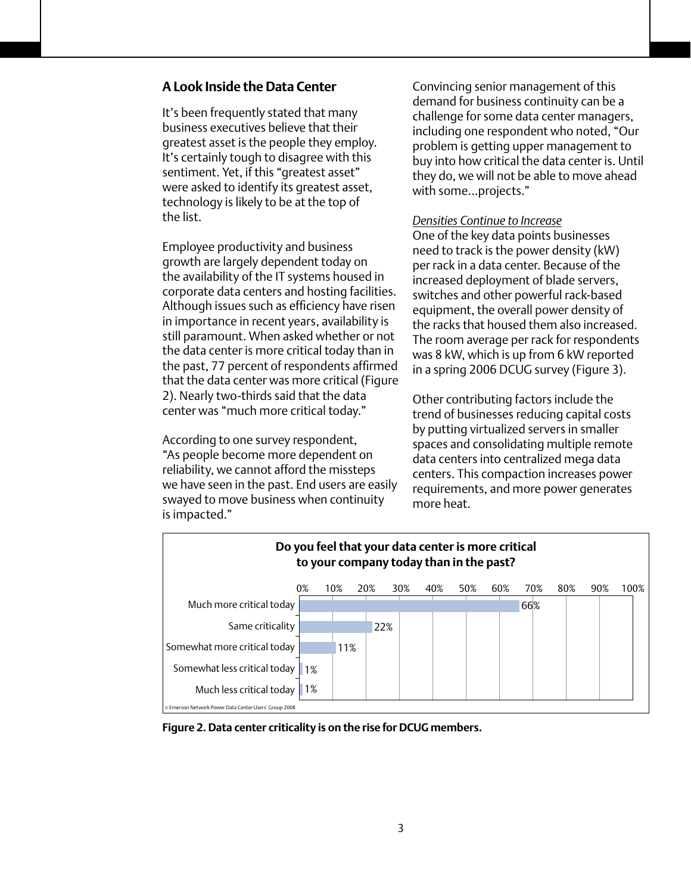## A Look Inside the Data Center

It's been frequently stated that many business executives believe that their greatest asset is the people they employ. It's certainly tough to disagree with this sentiment. Yet, if this "greatest asset" were asked to identify its greatest asset, technology is likely to be at the top of the list.

Employee productivity and business growth are largely dependent today on the availability of the IT systems housed in corporate data centers and hosting facilities. Although issues such as efficiency have risen in importance in recent years, availability is still paramount. When asked whether or not the data center is more critical today than in the past, 77 percent of respondents affirmed that the data center was more critical (Figure 2). Nearly two-thirds said that the data center was "much more critical today."

According to one survey respondent, "As people become more dependent on reliability, we cannot afford the missteps we have seen in the past. End users are easily swayed to move business when continuity is impacted."

Convincing senior management of this demand for business continuity can be a challenge for some data center managers, including one respondent who noted, "Our problem is getting upper management to buy into how critical the data center is. Until they do, we will not be able to move ahead with some...projects."

*Densities Continue to Increase*

One of the key data points businesses need to track is the power density (kW) per rack in a data center. Because of the increased deployment of blade servers, switches and other powerful rack-based equipment, the overall power density of the racks that housed them also increased. The room average per rack for respondents was 8 kW, which is up from 6 kW reported in a spring 2006 DCUG survey (Figure 3).

Other contributing factors include the trend of businesses reducing capital costs by putting virtualized servers in smaller spaces and consolidating multiple remote data centers into centralized mega data centers. This compaction increases power requirements, and more power generates more heat.

**Do you feel that your data center is more critical to your company today than in the past?**

| Response | Percent |
|---|---|
| Much more critical today | 66% |
| Same criticality | 22% |
| Somewhat more critical today | 11% |
| Somewhat less critical today | 1% |
| Much less critical today | 1% |

© Emerson Network Power Data Center Users' Group 2008

**Figure 2. Data center criticality is on the rise for DCUG members.**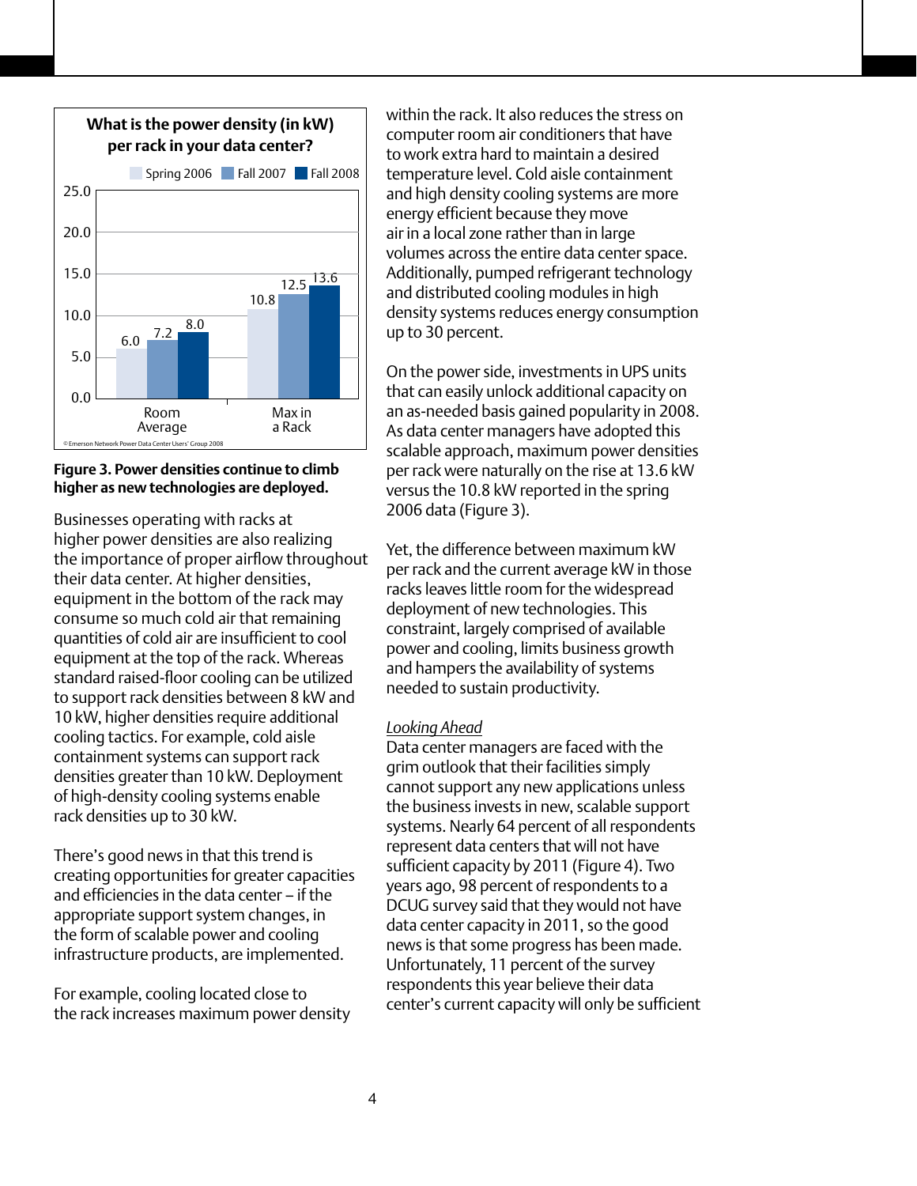**What is the power density (in kW) per rack in your data center?**

| | Spring 2006 | Fall 2007 | Fall 2008 |
|---|---|---|---|
| Room Average | 6.0 | 7.2 | 8.0 |
| Max in a Rack | 10.8 | 12.5 | 13.6 |

© Emerson Network Power Data Center Users' Group 2008

**Figure 3. Power densities continue to climb higher as new technologies are deployed.**

Businesses operating with racks at higher power densities are also realizing the importance of proper airflow throughout their data center. At higher densities, equipment in the bottom of the rack may consume so much cold air that remaining quantities of cold air are insufficient to cool equipment at the top of the rack. Whereas standard raised-floor cooling can be utilized to support rack densities between 8 kW and 10 kW, higher densities require additional cooling tactics. For example, cold aisle containment systems can support rack densities greater than 10 kW. Deployment of high-density cooling systems enable rack densities up to 30 kW.

There's good news in that this trend is creating opportunities for greater capacities and efficiencies in the data center – if the appropriate support system changes, in the form of scalable power and cooling infrastructure products, are implemented.

For example, cooling located close to the rack increases maximum power density within the rack. It also reduces the stress on computer room air conditioners that have to work extra hard to maintain a desired temperature level. Cold aisle containment and high density cooling systems are more energy efficient because they move air in a local zone rather than in large volumes across the entire data center space. Additionally, pumped refrigerant technology and distributed cooling modules in high density systems reduces energy consumption up to 30 percent.

On the power side, investments in UPS units that can easily unlock additional capacity on an as-needed basis gained popularity in 2008. As data center managers have adopted this scalable approach, maximum power densities per rack were naturally on the rise at 13.6 kW versus the 10.8 kW reported in the spring 2006 data (Figure 3).

Yet, the difference between maximum kW per rack and the current average kW in those racks leaves little room for the widespread deployment of new technologies. This constraint, largely comprised of available power and cooling, limits business growth and hampers the availability of systems needed to sustain productivity.

*Looking Ahead*

Data center managers are faced with the grim outlook that their facilities simply cannot support any new applications unless the business invests in new, scalable support systems. Nearly 64 percent of all respondents represent data centers that will not have sufficient capacity by 2011 (Figure 4). Two years ago, 98 percent of respondents to a DCUG survey said that they would not have data center capacity in 2011, so the good news is that some progress has been made. Unfortunately, 11 percent of the survey respondents this year believe their data center's current capacity will only be sufficient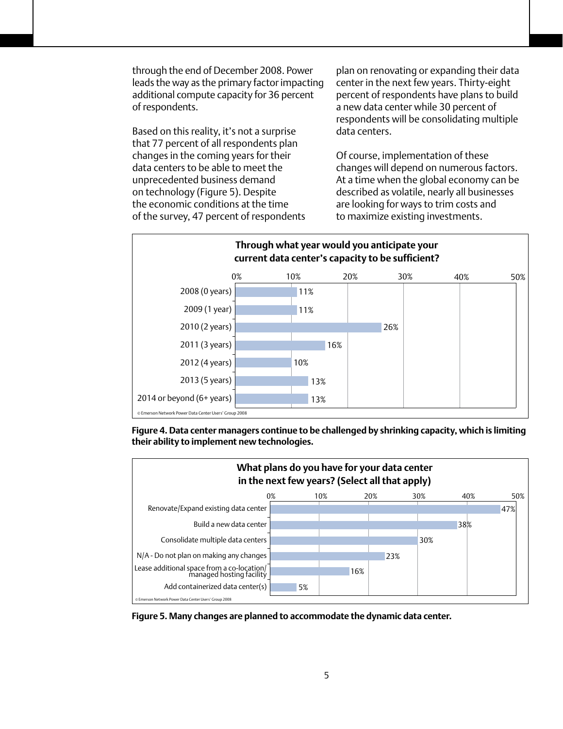through the end of December 2008. Power leads the way as the primary factor impacting additional compute capacity for 36 percent of respondents.

Based on this reality, it's not a surprise that 77 percent of all respondents plan changes in the coming years for their data centers to be able to meet the unprecedented business demand on technology (Figure 5). Despite the economic conditions at the time of the survey, 47 percent of respondents plan on renovating or expanding their data center in the next few years. Thirty-eight percent of respondents have plans to build a new data center while 30 percent of respondents will be consolidating multiple data centers.

Of course, implementation of these changes will depend on numerous factors. At a time when the global economy can be described as volatile, nearly all businesses are looking for ways to trim costs and to maximize existing investments.

**Through what year would you anticipate your current data center's capacity to be sufficient?**

| Year | Percent |
|---|---|
| 2008 (0 years) | 11% |
| 2009 (1 year) | 11% |
| 2010 (2 years) | 26% |
| 2011 (3 years) | 16% |
| 2012 (4 years) | 10% |
| 2013 (5 years) | 13% |
| 2014 or beyond (6+ years) | 13% |

© Emerson Network Power Data Center Users' Group 2008

**Figure 4. Data center managers continue to be challenged by shrinking capacity, which is limiting their ability to implement new technologies.**

**What plans do you have for your data center in the next few years? (Select all that apply)**

| Plan | Percent |
|---|---|
| Renovate/Expand existing data center | 47% |
| Build a new data center | 38% |
| Consolidate multiple data centers | 30% |
| N/A - Do not plan on making any changes | 23% |
| Lease additional space from a co-location/managed hosting facility | 16% |
| Add containerized data center(s) | 5% |

© Emerson Network Power Data Center Users' Group 2008

**Figure 5. Many changes are planned to accommodate the dynamic data center.**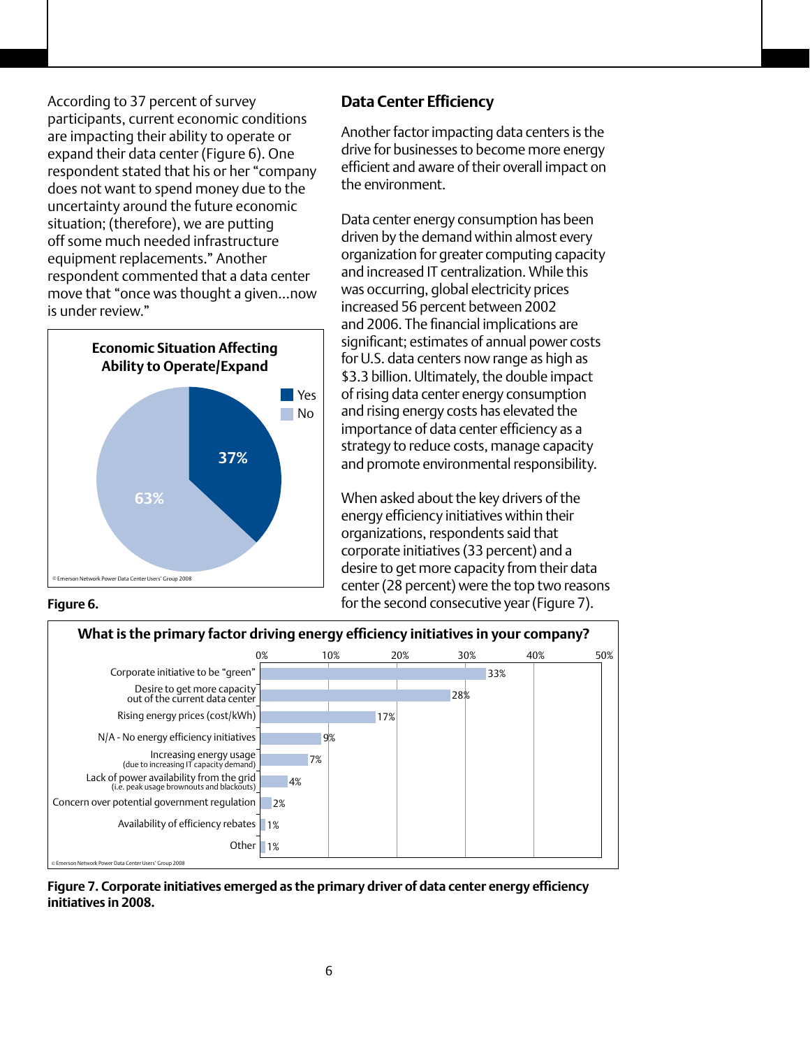According to 37 percent of survey participants, current economic conditions are impacting their ability to operate or expand their data center (Figure 6). One respondent stated that his or her "company does not want to spend money due to the uncertainty around the future economic situation; (therefore), we are putting off some much needed infrastructure equipment replacements." Another respondent commented that a data center move that "once was thought a given…now is under review."

**Economic Situation Affecting Ability to Operate/Expand**

| Response | Percent |
|---|---|
| Yes | 37% |
| No | 63% |

© Emerson Network Power Data Center Users' Group 2008

**Figure 6.**

## Data Center Efficiency

Another factor impacting data centers is the drive for businesses to become more energy efficient and aware of their overall impact on the environment.

Data center energy consumption has been driven by the demand within almost every organization for greater computing capacity and increased IT centralization. While this was occurring, global electricity prices increased 56 percent between 2002 and 2006. The financial implications are significant; estimates of annual power costs for U.S. data centers now range as high as $3.3 billion. Ultimately, the double impact of rising data center energy consumption and rising energy costs has elevated the importance of data center efficiency as a strategy to reduce costs, manage capacity and promote environmental responsibility.

When asked about the key drivers of the energy efficiency initiatives within their organizations, respondents said that corporate initiatives (33 percent) and a desire to get more capacity from their data center (28 percent) were the top two reasons for the second consecutive year (Figure 7).

**What is the primary factor driving energy efficiency initiatives in your company?**

| Factor | Percent |
|---|---|
| Corporate initiative to be "green" | 33% |
| Desire to get more capacity out of the current data center | 28% |
| Rising energy prices (cost/kWh) | 17% |
| N/A - No energy efficiency initiatives | 9% |
| Increasing energy usage (due to increasing IT capacity demand) | 7% |
| Lack of power availability from the grid (i.e. peak usage brownouts and blackouts) | 4% |
| Concern over potential government regulation | 2% |
| Availability of efficiency rebates | 1% |
| Other | 1% |

© Emerson Network Power Data Center Users' Group 2008

**Figure 7. Corporate initiatives emerged as the primary driver of data center energy efficiency initiatives in 2008.**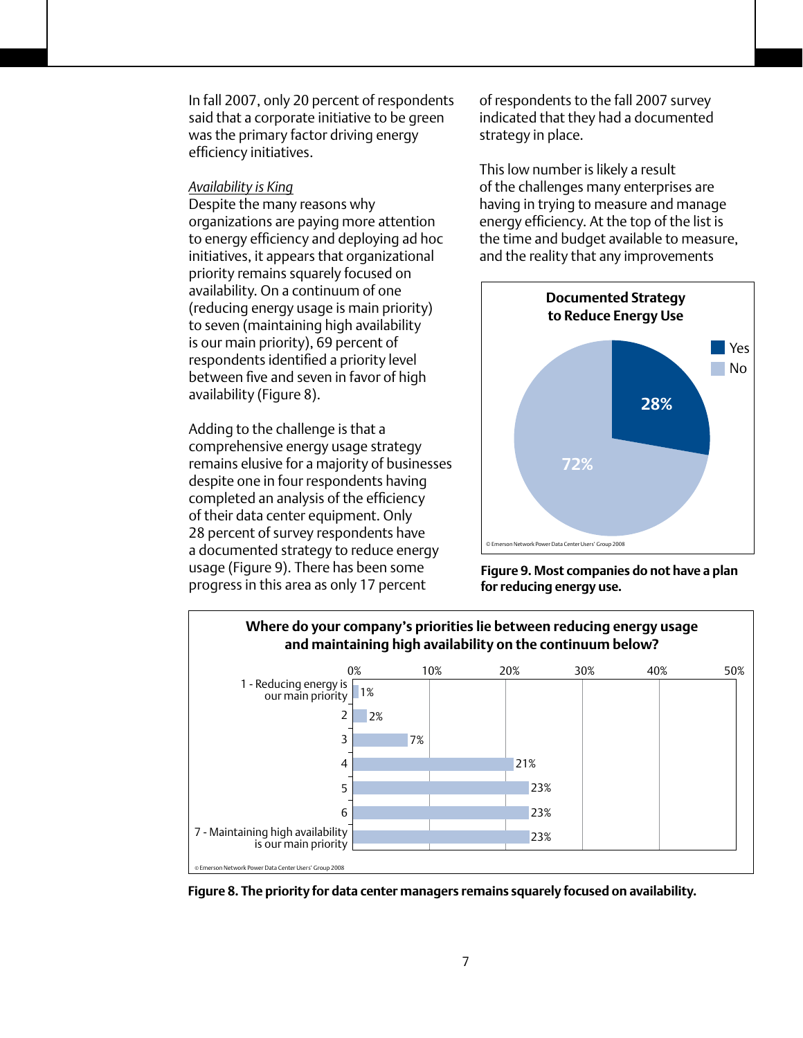In fall 2007, only 20 percent of respondents said that a corporate initiative to be green was the primary factor driving energy efficiency initiatives.

*Availability is King*

Despite the many reasons why organizations are paying more attention to energy efficiency and deploying ad hoc initiatives, it appears that organizational priority remains squarely focused on availability. On a continuum of one (reducing energy usage is main priority) to seven (maintaining high availability is our main priority), 69 percent of respondents identified a priority level between five and seven in favor of high availability (Figure 8).

Adding to the challenge is that a comprehensive energy usage strategy remains elusive for a majority of businesses despite one in four respondents having completed an analysis of the efficiency of their data center equipment. Only 28 percent of survey respondents have a documented strategy to reduce energy usage (Figure 9). There has been some progress in this area as only 17 percent of respondents to the fall 2007 survey indicated that they had a documented strategy in place.

This low number is likely a result of the challenges many enterprises are having in trying to measure and manage energy efficiency. At the top of the list is the time and budget available to measure, and the reality that any improvements

**Documented Strategy to Reduce Energy Use**

| Response | Percent |
|---|---|
| Yes | 28% |
| No | 72% |

© Emerson Network Power Data Center Users' Group 2008

**Figure 9. Most companies do not have a plan for reducing energy use.**

**Where do your company's priorities lie between reducing energy usage and maintaining high availability on the continuum below?**

| Priority | Percent |
|---|---|
| 1 - Reducing energy is our main priority | 1% |
| 2 | 2% |
| 3 | 7% |
| 4 | 21% |
| 5 | 23% |
| 6 | 23% |
| 7 - Maintaining high availability is our main priority | 23% |

© Emerson Network Power Data Center Users' Group 2008

**Figure 8. The priority for data center managers remains squarely focused on availability.**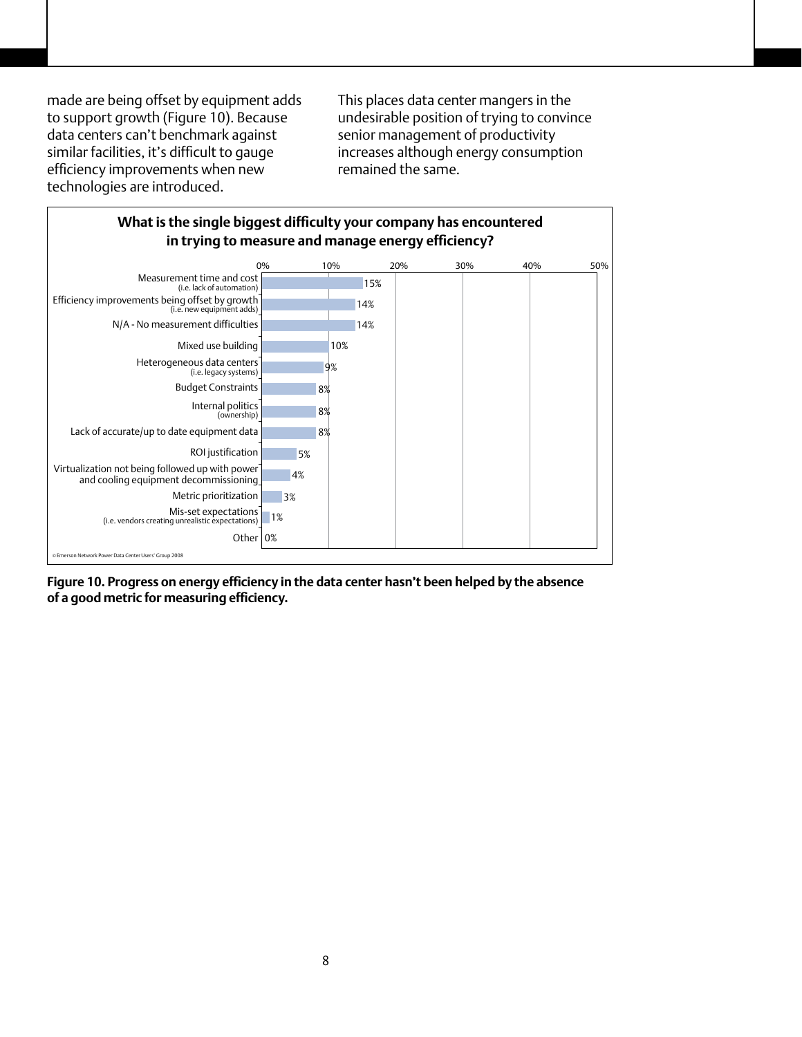made are being offset by equipment adds to support growth (Figure 10). Because data centers can't benchmark against similar facilities, it's difficult to gauge efficiency improvements when new technologies are introduced.

This places data center mangers in the undesirable position of trying to convince senior management of productivity increases although energy consumption remained the same.

**What is the single biggest difficulty your company has encountered in trying to measure and manage energy efficiency?**

| Difficulty | Percentage |
| --- | --- |
| Measurement time and cost (i.e. lack of automation) | 15% |
| Efficiency improvements being offset by growth (i.e. new equipment adds) | 14% |
| N/A - No measurement difficulties | 14% |
| Mixed use building | 10% |
| Heterogeneous data centers (i.e. legacy systems) | 9% |
| Budget Constraints | 8% |
| Internal politics (ownership) | 8% |
| Lack of accurate/up to date equipment data | 8% |
| ROI justification | 5% |
| Virtualization not being followed up with power and cooling equipment decommissioning | 4% |
| Metric prioritization | 3% |
| Mis-set expectations (i.e. vendors creating unrealistic expectations) | 1% |
| Other | 0% |

© Emerson Network Power Data Center Users' Group 2008

**Figure 10. Progress on energy efficiency in the data center hasn't been helped by the absence of a good metric for measuring efficiency.**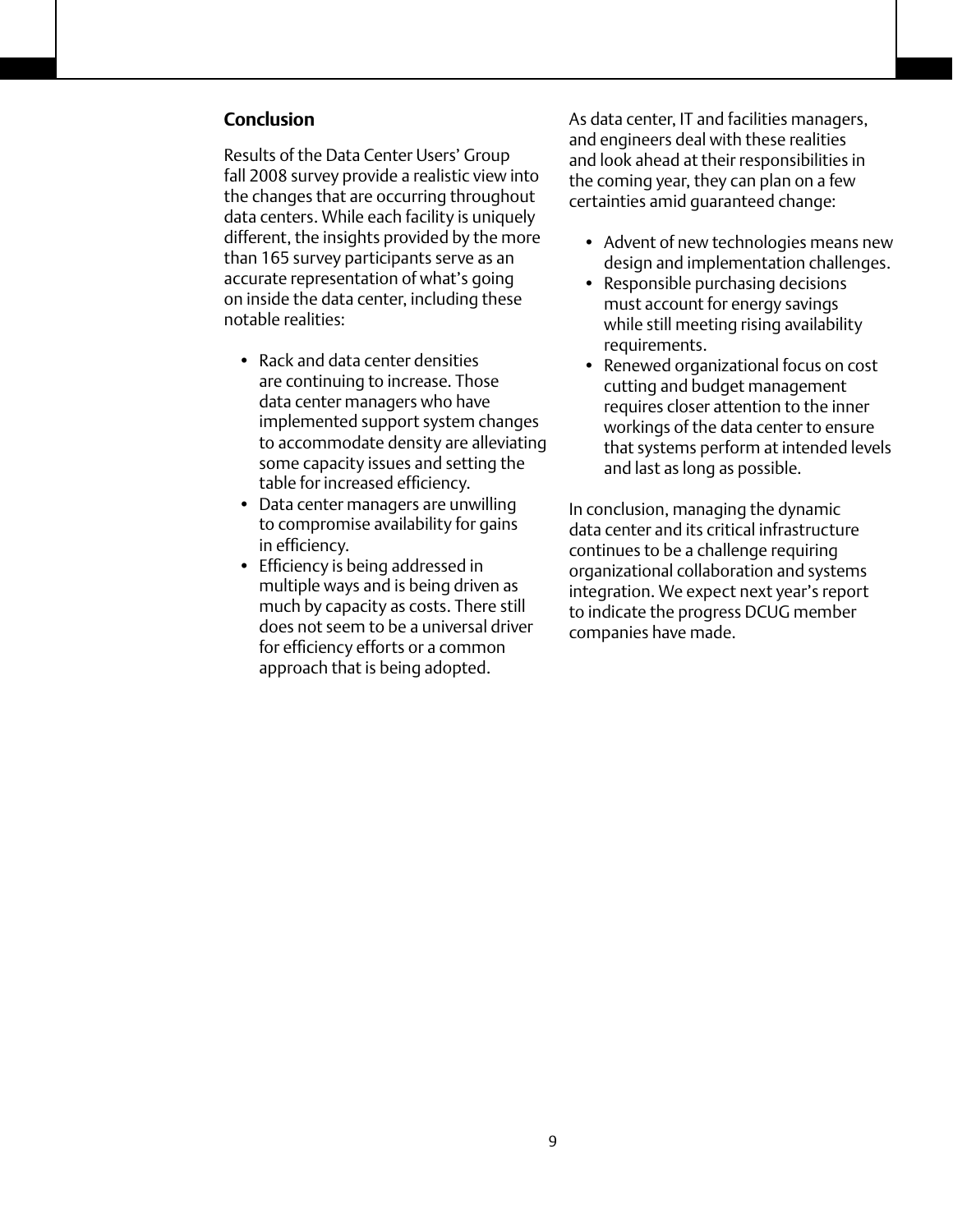## Conclusion

Results of the Data Center Users' Group fall 2008 survey provide a realistic view into the changes that are occurring throughout data centers. While each facility is uniquely different, the insights provided by the more than 165 survey participants serve as an accurate representation of what's going on inside the data center, including these notable realities:

- Rack and data center densities are continuing to increase. Those data center managers who have implemented support system changes to accommodate density are alleviating some capacity issues and setting the table for increased efficiency.
- Data center managers are unwilling to compromise availability for gains in efficiency.
- Efficiency is being addressed in multiple ways and is being driven as much by capacity as costs. There still does not seem to be a universal driver for efficiency efforts or a common approach that is being adopted.

As data center, IT and facilities managers, and engineers deal with these realities and look ahead at their responsibilities in the coming year, they can plan on a few certainties amid guaranteed change:

- Advent of new technologies means new design and implementation challenges.
- Responsible purchasing decisions must account for energy savings while still meeting rising availability requirements.
- Renewed organizational focus on cost cutting and budget management requires closer attention to the inner workings of the data center to ensure that systems perform at intended levels and last as long as possible.

In conclusion, managing the dynamic data center and its critical infrastructure continues to be a challenge requiring organizational collaboration and systems integration. We expect next year's report to indicate the progress DCUG member companies have made.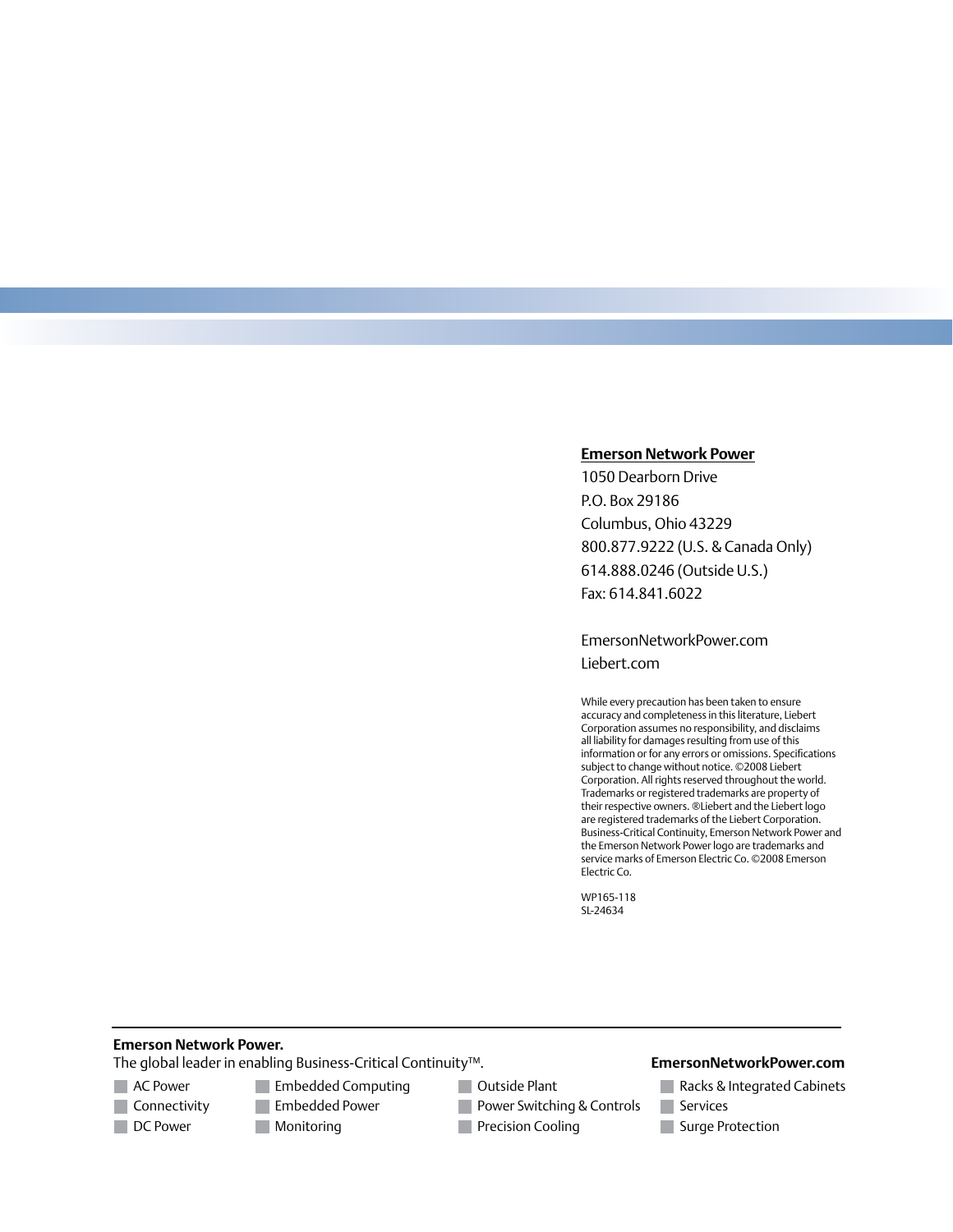**Emerson Network Power**

1050 Dearborn Drive
P.O. Box 29186
Columbus, Ohio 43229
800.877.9222 (U.S. & Canada Only)
614.888.0246 (Outside U.S.)
Fax: 614.841.6022

EmersonNetworkPower.com
Liebert.com

While every precaution has been taken to ensure accuracy and completeness in this literature, Liebert Corporation assumes no responsibility, and disclaims all liability for damages resulting from use of this information or for any errors or omissions. Specifications subject to change without notice. ©2008 Liebert Corporation. All rights reserved throughout the world. Trademarks or registered trademarks are property of their respective owners. ®Liebert and the Liebert logo are registered trademarks of the Liebert Corporation. Business-Critical Continuity, Emerson Network Power and the Emerson Network Power logo are trademarks and service marks of Emerson Electric Co. ©2008 Emerson Electric Co.

WP165-118
SL-24634

**Emerson Network Power.**
The global leader in enabling Business-Critical Continuity™.

**EmersonNetworkPower.com**

- AC Power
- Connectivity
- DC Power
- Embedded Computing
- Embedded Power
- Monitoring
- Outside Plant
- Power Switching & Controls
- Precision Cooling
- Racks & Integrated Cabinets
- Services
- Surge Protection